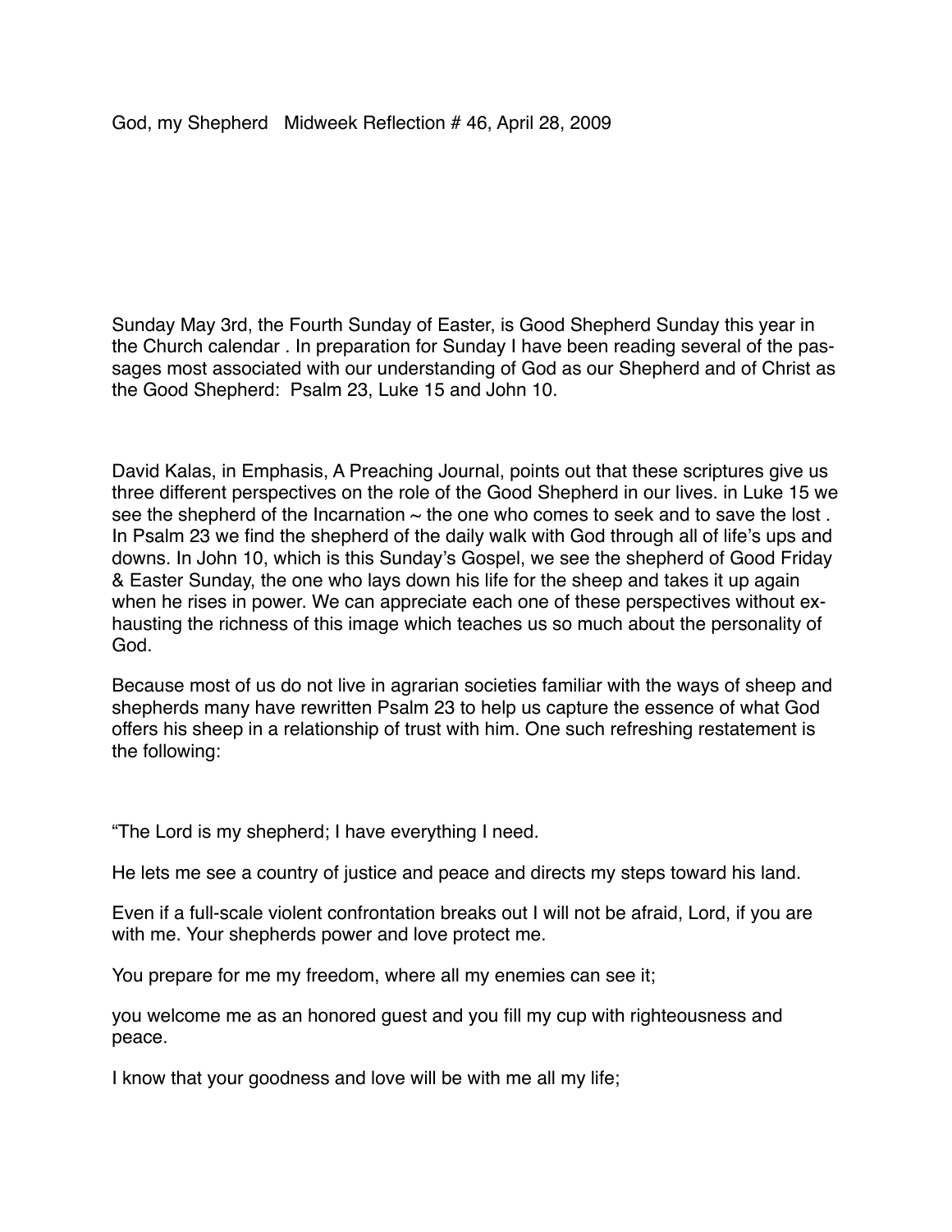God, my Shepherd   Midweek Reflection # 46, April 28, 2009

Sunday May 3rd, the Fourth Sunday of Easter, is Good Shepherd Sunday this year in the Church calendar . In preparation for Sunday I have been reading several of the passages most associated with our understanding of God as our Shepherd and of Christ as the Good Shepherd:  Psalm 23, Luke 15 and John 10.

David Kalas, in Emphasis, A Preaching Journal, points out that these scriptures give us three different perspectives on the role of the Good Shepherd in our lives. in Luke 15 we see the shepherd of the Incarnation ~ the one who comes to seek and to save the lost . In Psalm 23 we find the shepherd of the daily walk with God through all of life's ups and downs. In John 10, which is this Sunday's Gospel, we see the shepherd of Good Friday & Easter Sunday, the one who lays down his life for the sheep and takes it up again when he rises in power. We can appreciate each one of these perspectives without exhausting the richness of this image which teaches us so much about the personality of God.

Because most of us do not live in agrarian societies familiar with the ways of sheep and shepherds many have rewritten Psalm 23 to help us capture the essence of what God offers his sheep in a relationship of trust with him. One such refreshing restatement is the following:

"The Lord is my shepherd; I have everything I need.

He lets me see a country of justice and peace and directs my steps toward his land.

Even if a full-scale violent confrontation breaks out I will not be afraid, Lord, if you are with me. Your shepherds power and love protect me.

You prepare for me my freedom, where all my enemies can see it;

you welcome me as an honored guest and you fill my cup with righteousness and peace.

I know that your goodness and love will be with me all my life;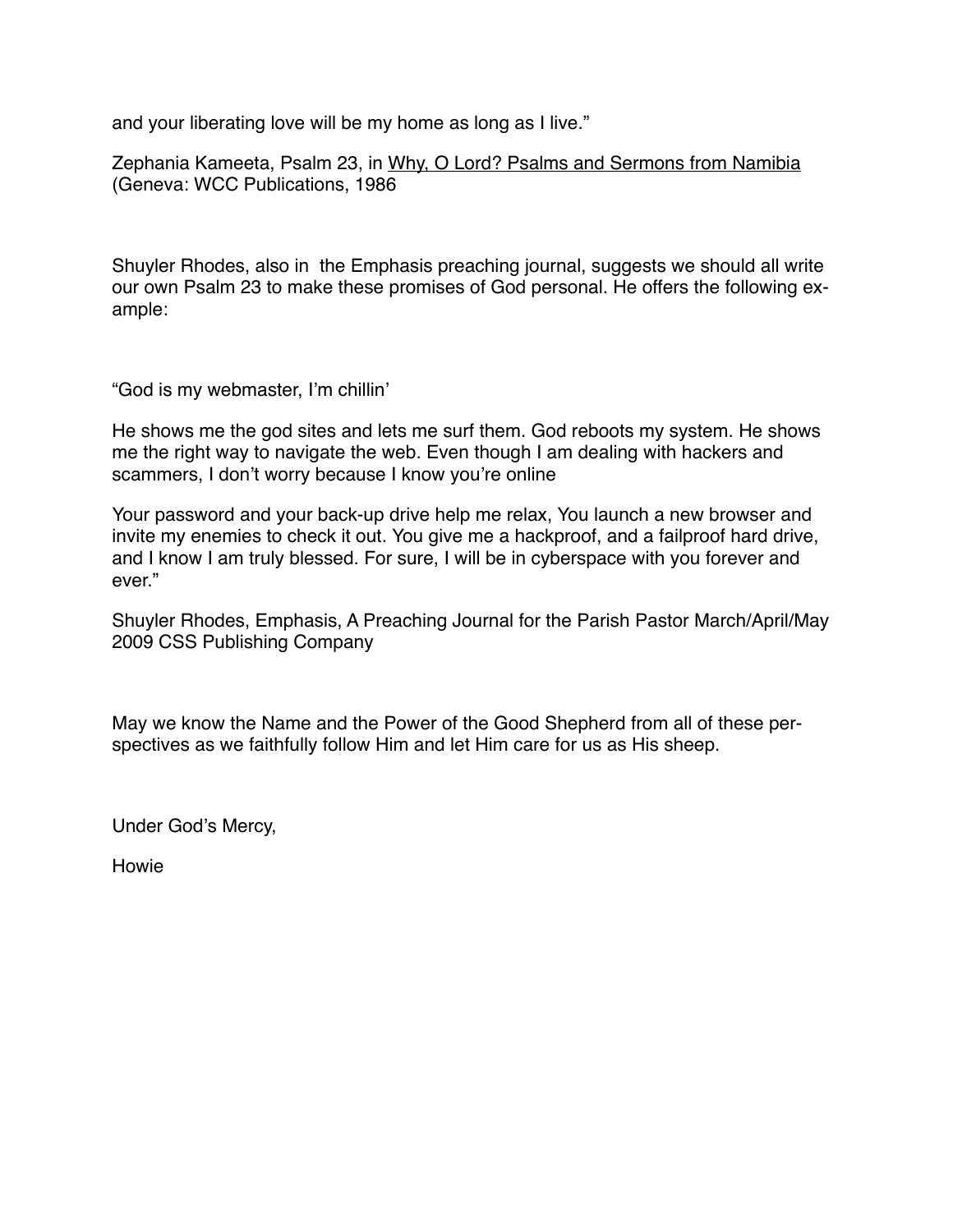and your liberating love will be my home as long as I live."

Zephania Kameeta, Psalm 23, in <u>Why, O Lord? Psalms and Sermons from Namibia</u> (Geneva: WCC Publications, 1986

Shuyler Rhodes, also in the Emphasis preaching journal, suggests we should all write our own Psalm 23 to make these promises of God personal. He offers the following example:

"God is my webmaster, I'm chillin'

He shows me the god sites and lets me surf them. God reboots my system. He shows me the right way to navigate the web. Even though I am dealing with hackers and scammers, I don't worry because I know you're online

Your password and your back-up drive help me relax, You launch a new browser and invite my enemies to check it out. You give me a hackproof, and a failproof hard drive, and I know I am truly blessed. For sure, I will be in cyberspace with you forever and ever."

Shuyler Rhodes, Emphasis, A Preaching Journal for the Parish Pastor March/April/May 2009 CSS Publishing Company

May we know the Name and the Power of the Good Shepherd from all of these perspectives as we faithfully follow Him and let Him care for us as His sheep.

Under God's Mercy,

Howie